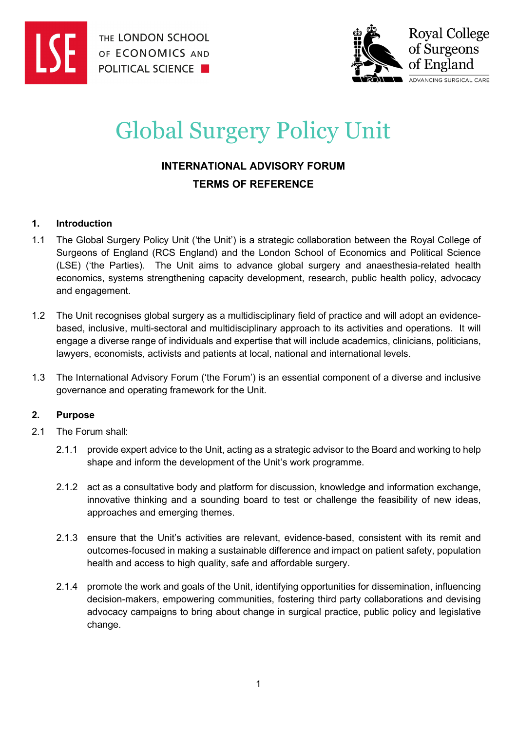THE LONDON SCHOOL OF ECONOMICS AND POLITICAL SCIENCE

Royal College of Surgeons of England
ADVANCING SURGICAL CARE

# Global Surgery Policy Unit

**INTERNATIONAL ADVISORY FORUM**

**TERMS OF REFERENCE**

## 1. Introduction

1.1 The Global Surgery Policy Unit ('the Unit') is a strategic collaboration between the Royal College of Surgeons of England (RCS England) and the London School of Economics and Political Science (LSE) ('the Parties). The Unit aims to advance global surgery and anaesthesia-related health economics, systems strengthening capacity development, research, public health policy, advocacy and engagement.

1.2 The Unit recognises global surgery as a multidisciplinary field of practice and will adopt an evidence-based, inclusive, multi-sectoral and multidisciplinary approach to its activities and operations. It will engage a diverse range of individuals and expertise that will include academics, clinicians, politicians, lawyers, economists, activists and patients at local, national and international levels.

1.3 The International Advisory Forum ('the Forum') is an essential component of a diverse and inclusive governance and operating framework for the Unit.

## 2. Purpose

2.1 The Forum shall:

2.1.1 provide expert advice to the Unit, acting as a strategic advisor to the Board and working to help shape and inform the development of the Unit's work programme.

2.1.2 act as a consultative body and platform for discussion, knowledge and information exchange, innovative thinking and a sounding board to test or challenge the feasibility of new ideas, approaches and emerging themes.

2.1.3 ensure that the Unit's activities are relevant, evidence-based, consistent with its remit and outcomes-focused in making a sustainable difference and impact on patient safety, population health and access to high quality, safe and affordable surgery.

2.1.4 promote the work and goals of the Unit, identifying opportunities for dissemination, influencing decision-makers, empowering communities, fostering third party collaborations and devising advocacy campaigns to bring about change in surgical practice, public policy and legislative change.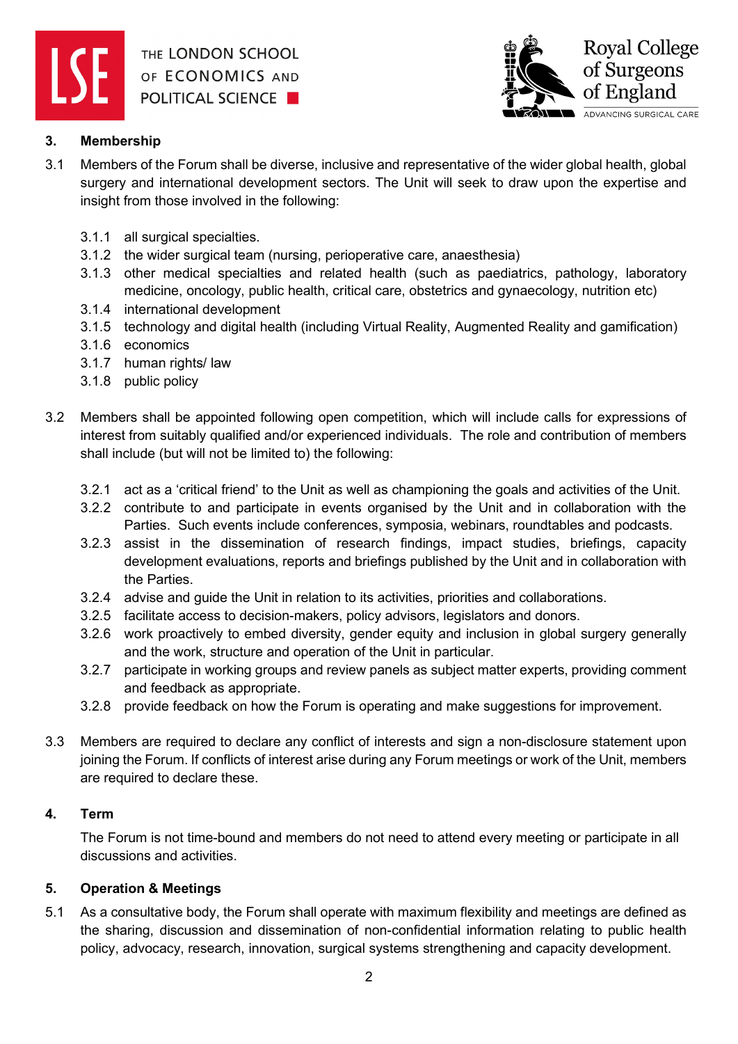## 3. Membership

3.1 Members of the Forum shall be diverse, inclusive and representative of the wider global health, global surgery and international development sectors. The Unit will seek to draw upon the expertise and insight from those involved in the following:

- 3.1.1 all surgical specialties.
- 3.1.2 the wider surgical team (nursing, perioperative care, anaesthesia)
- 3.1.3 other medical specialties and related health (such as paediatrics, pathology, laboratory medicine, oncology, public health, critical care, obstetrics and gynaecology, nutrition etc)
- 3.1.4 international development
- 3.1.5 technology and digital health (including Virtual Reality, Augmented Reality and gamification)
- 3.1.6 economics
- 3.1.7 human rights/ law
- 3.1.8 public policy

3.2 Members shall be appointed following open competition, which will include calls for expressions of interest from suitably qualified and/or experienced individuals. The role and contribution of members shall include (but will not be limited to) the following:

- 3.2.1 act as a 'critical friend' to the Unit as well as championing the goals and activities of the Unit.
- 3.2.2 contribute to and participate in events organised by the Unit and in collaboration with the Parties. Such events include conferences, symposia, webinars, roundtables and podcasts.
- 3.2.3 assist in the dissemination of research findings, impact studies, briefings, capacity development evaluations, reports and briefings published by the Unit and in collaboration with the Parties.
- 3.2.4 advise and guide the Unit in relation to its activities, priorities and collaborations.
- 3.2.5 facilitate access to decision-makers, policy advisors, legislators and donors.
- 3.2.6 work proactively to embed diversity, gender equity and inclusion in global surgery generally and the work, structure and operation of the Unit in particular.
- 3.2.7 participate in working groups and review panels as subject matter experts, providing comment and feedback as appropriate.
- 3.2.8 provide feedback on how the Forum is operating and make suggestions for improvement.

3.3 Members are required to declare any conflict of interests and sign a non-disclosure statement upon joining the Forum. If conflicts of interest arise during any Forum meetings or work of the Unit, members are required to declare these.

## 4. Term

The Forum is not time-bound and members do not need to attend every meeting or participate in all discussions and activities.

## 5. Operation & Meetings

5.1 As a consultative body, the Forum shall operate with maximum flexibility and meetings are defined as the sharing, discussion and dissemination of non-confidential information relating to public health policy, advocacy, research, innovation, surgical systems strengthening and capacity development.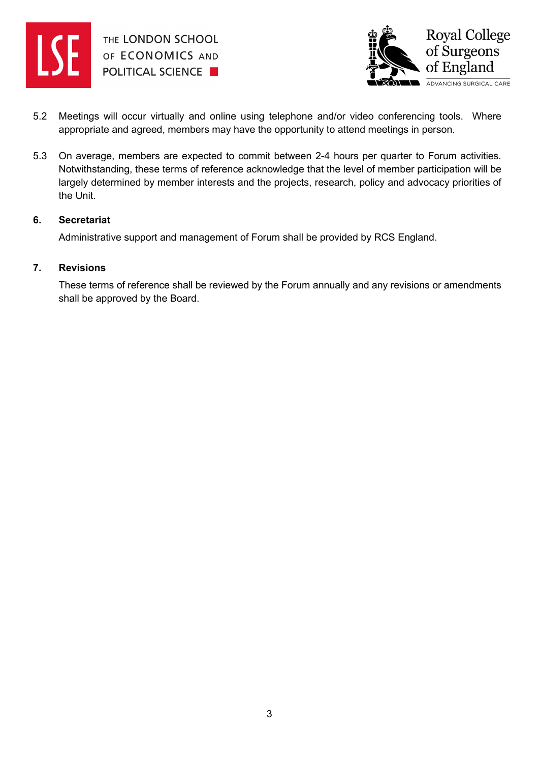5.2 Meetings will occur virtually and online using telephone and/or video conferencing tools. Where appropriate and agreed, members may have the opportunity to attend meetings in person.

5.3 On average, members are expected to commit between 2-4 hours per quarter to Forum activities. Notwithstanding, these terms of reference acknowledge that the level of member participation will be largely determined by member interests and the projects, research, policy and advocacy priorities of the Unit.

## 6. Secretariat

Administrative support and management of Forum shall be provided by RCS England.

## 7. Revisions

These terms of reference shall be reviewed by the Forum annually and any revisions or amendments shall be approved by the Board.